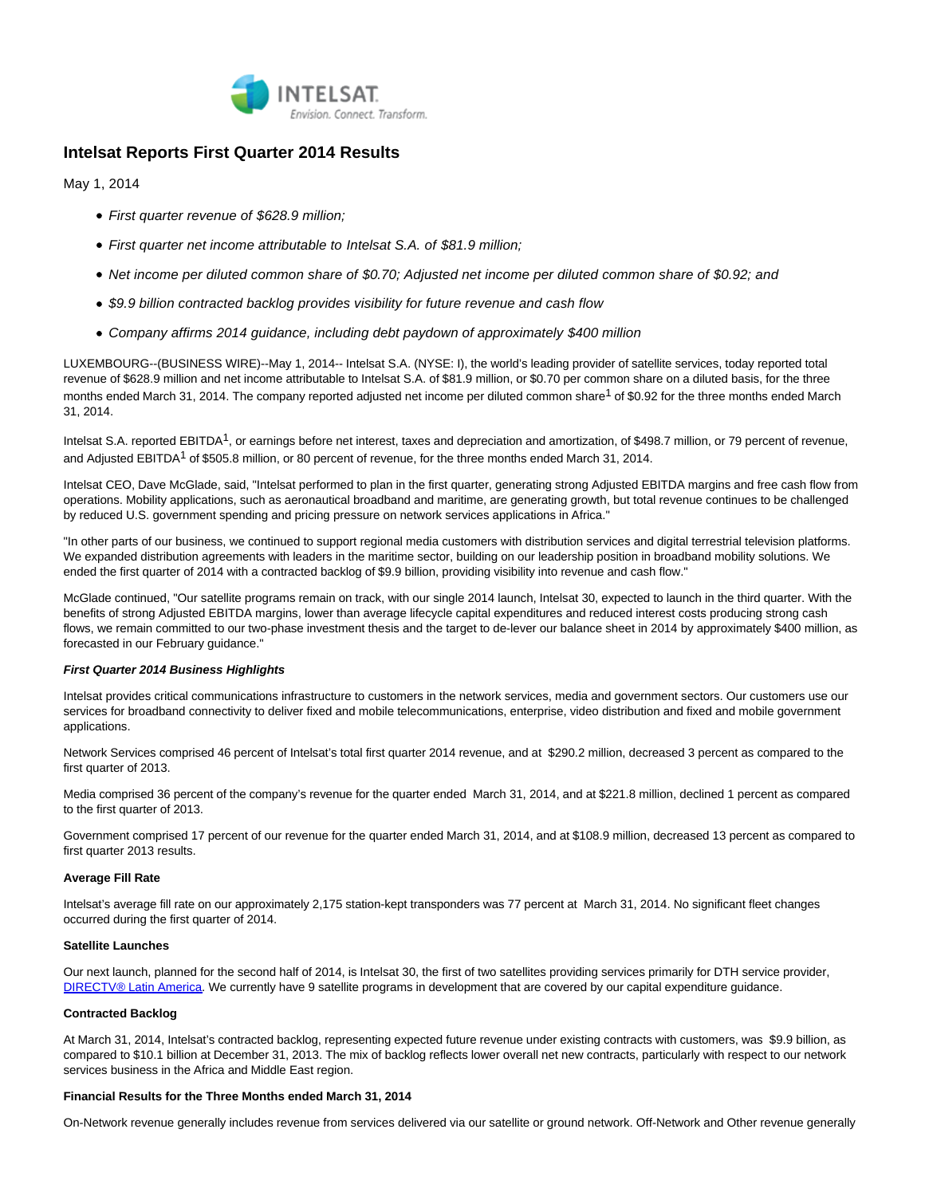# Intelsat Reports First Quarter 2014 Results

May 1, 2014

- *First quarter revenue of $628.9 million;*
- *First quarter net income attributable to Intelsat S.A. of $81.9 million;*
- *Net income per diluted common share of $0.70; Adjusted net income per diluted common share of $0.92; and*
- *$9.9 billion contracted backlog provides visibility for future revenue and cash flow*
- *Company affirms 2014 guidance, including debt paydown of approximately $400 million*

LUXEMBOURG--(BUSINESS WIRE)--May 1, 2014-- Intelsat S.A. (NYSE: I), the world's leading provider of satellite services, today reported total revenue of $628.9 million and net income attributable to Intelsat S.A. of $81.9 million, or $0.70 per common share on a diluted basis, for the three months ended March 31, 2014. The company reported adjusted net income per diluted common share[1] of $0.92 for the three months ended March 31, 2014.

Intelsat S.A. reported EBITDA[1], or earnings before net interest, taxes and depreciation and amortization, of $498.7 million, or 79 percent of revenue, and Adjusted EBITDA[1] of $505.8 million, or 80 percent of revenue, for the three months ended March 31, 2014.

Intelsat CEO, Dave McGlade, said, "Intelsat performed to plan in the first quarter, generating strong Adjusted EBITDA margins and free cash flow from operations. Mobility applications, such as aeronautical broadband and maritime, are generating growth, but total revenue continues to be challenged by reduced U.S. government spending and pricing pressure on network services applications in Africa."

"In other parts of our business, we continued to support regional media customers with distribution services and digital terrestrial television platforms. We expanded distribution agreements with leaders in the maritime sector, building on our leadership position in broadband mobility solutions. We ended the first quarter of 2014 with a contracted backlog of $9.9 billion, providing visibility into revenue and cash flow."

McGlade continued, "Our satellite programs remain on track, with our single 2014 launch, Intelsat 30, expected to launch in the third quarter. With the benefits of strong Adjusted EBITDA margins, lower than average lifecycle capital expenditures and reduced interest costs producing strong cash flows, we remain committed to our two-phase investment thesis and the target to de-lever our balance sheet in 2014 by approximately $400 million, as forecasted in our February guidance."

***First Quarter 2014 Business Highlights***

Intelsat provides critical communications infrastructure to customers in the network services, media and government sectors. Our customers use our services for broadband connectivity to deliver fixed and mobile telecommunications, enterprise, video distribution and fixed and mobile government applications.

Network Services comprised 46 percent of Intelsat's total first quarter 2014 revenue, and at $290.2 million, decreased 3 percent as compared to the first quarter of 2013.

Media comprised 36 percent of the company's revenue for the quarter ended March 31, 2014, and at $221.8 million, declined 1 percent as compared to the first quarter of 2013.

Government comprised 17 percent of our revenue for the quarter ended March 31, 2014, and at $108.9 million, decreased 13 percent as compared to first quarter 2013 results.

**Average Fill Rate**

Intelsat's average fill rate on our approximately 2,175 station-kept transponders was 77 percent at March 31, 2014. No significant fleet changes occurred during the first quarter of 2014.

**Satellite Launches**

Our next launch, planned for the second half of 2014, is Intelsat 30, the first of two satellites providing services primarily for DTH service provider, DIRECTV® Latin America. We currently have 9 satellite programs in development that are covered by our capital expenditure guidance.

**Contracted Backlog**

At March 31, 2014, Intelsat's contracted backlog, representing expected future revenue under existing contracts with customers, was $9.9 billion, as compared to $10.1 billion at December 31, 2013. The mix of backlog reflects lower overall net new contracts, particularly with respect to our network services business in the Africa and Middle East region.

**Financial Results for the Three Months ended March 31, 2014**

On-Network revenue generally includes revenue from services delivered via our satellite or ground network. Off-Network and Other revenue generally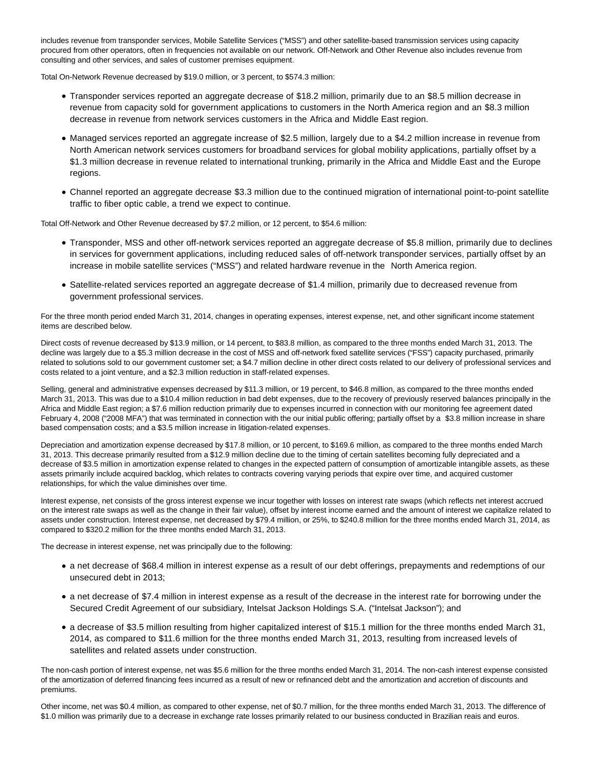includes revenue from transponder services, Mobile Satellite Services ("MSS") and other satellite-based transmission services using capacity procured from other operators, often in frequencies not available on our network. Off-Network and Other Revenue also includes revenue from consulting and other services, and sales of customer premises equipment.

Total On-Network Revenue decreased by $19.0 million, or 3 percent, to $574.3 million:

- Transponder services reported an aggregate decrease of $18.2 million, primarily due to an $8.5 million decrease in revenue from capacity sold for government applications to customers in the North America region and an $8.3 million decrease in revenue from network services customers in the Africa and Middle East region.
- Managed services reported an aggregate increase of $2.5 million, largely due to a $4.2 million increase in revenue from North American network services customers for broadband services for global mobility applications, partially offset by a $1.3 million decrease in revenue related to international trunking, primarily in the Africa and Middle East and the Europe regions.
- Channel reported an aggregate decrease $3.3 million due to the continued migration of international point-to-point satellite traffic to fiber optic cable, a trend we expect to continue.

Total Off-Network and Other Revenue decreased by $7.2 million, or 12 percent, to $54.6 million:

- Transponder, MSS and other off-network services reported an aggregate decrease of $5.8 million, primarily due to declines in services for government applications, including reduced sales of off-network transponder services, partially offset by an increase in mobile satellite services ("MSS") and related hardware revenue in the North America region.
- Satellite-related services reported an aggregate decrease of $1.4 million, primarily due to decreased revenue from government professional services.

For the three month period ended March 31, 2014, changes in operating expenses, interest expense, net, and other significant income statement items are described below.

Direct costs of revenue decreased by $13.9 million, or 14 percent, to $83.8 million, as compared to the three months ended March 31, 2013. The decline was largely due to a $5.3 million decrease in the cost of MSS and off-network fixed satellite services ("FSS") capacity purchased, primarily related to solutions sold to our government customer set; a $4.7 million decline in other direct costs related to our delivery of professional services and costs related to a joint venture, and a $2.3 million reduction in staff-related expenses.

Selling, general and administrative expenses decreased by $11.3 million, or 19 percent, to $46.8 million, as compared to the three months ended March 31, 2013. This was due to a $10.4 million reduction in bad debt expenses, due to the recovery of previously reserved balances principally in the Africa and Middle East region; a $7.6 million reduction primarily due to expenses incurred in connection with our monitoring fee agreement dated February 4, 2008 ("2008 MFA") that was terminated in connection with the our initial public offering; partially offset by a $3.8 million increase in share based compensation costs; and a $3.5 million increase in litigation-related expenses.

Depreciation and amortization expense decreased by $17.8 million, or 10 percent, to $169.6 million, as compared to the three months ended March 31, 2013. This decrease primarily resulted from a $12.9 million decline due to the timing of certain satellites becoming fully depreciated and a decrease of $3.5 million in amortization expense related to changes in the expected pattern of consumption of amortizable intangible assets, as these assets primarily include acquired backlog, which relates to contracts covering varying periods that expire over time, and acquired customer relationships, for which the value diminishes over time.

Interest expense, net consists of the gross interest expense we incur together with losses on interest rate swaps (which reflects net interest accrued on the interest rate swaps as well as the change in their fair value), offset by interest income earned and the amount of interest we capitalize related to assets under construction. Interest expense, net decreased by $79.4 million, or 25%, to $240.8 million for the three months ended March 31, 2014, as compared to $320.2 million for the three months ended March 31, 2013.

The decrease in interest expense, net was principally due to the following:

- a net decrease of $68.4 million in interest expense as a result of our debt offerings, prepayments and redemptions of our unsecured debt in 2013;
- a net decrease of $7.4 million in interest expense as a result of the decrease in the interest rate for borrowing under the Secured Credit Agreement of our subsidiary, Intelsat Jackson Holdings S.A. ("Intelsat Jackson"); and
- a decrease of $3.5 million resulting from higher capitalized interest of $15.1 million for the three months ended March 31, 2014, as compared to $11.6 million for the three months ended March 31, 2013, resulting from increased levels of satellites and related assets under construction.

The non-cash portion of interest expense, net was $5.6 million for the three months ended March 31, 2014. The non-cash interest expense consisted of the amortization of deferred financing fees incurred as a result of new or refinanced debt and the amortization and accretion of discounts and premiums.

Other income, net was $0.4 million, as compared to other expense, net of $0.7 million, for the three months ended March 31, 2013. The difference of $1.0 million was primarily due to a decrease in exchange rate losses primarily related to our business conducted in Brazilian reais and euros.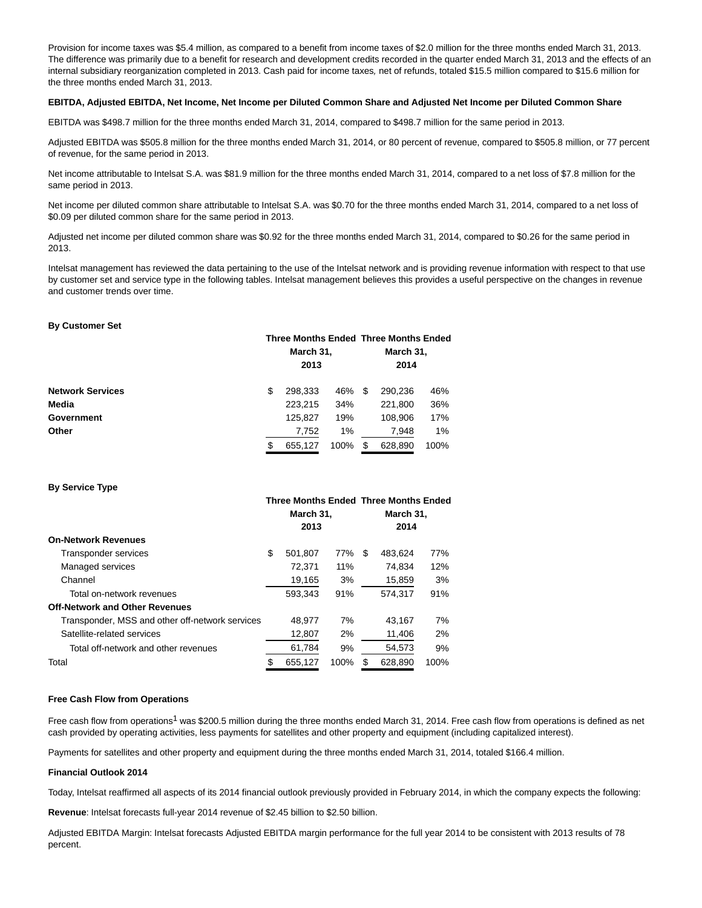Provision for income taxes was $5.4 million, as compared to a benefit from income taxes of $2.0 million for the three months ended March 31, 2013. The difference was primarily due to a benefit for research and development credits recorded in the quarter ended March 31, 2013 and the effects of an internal subsidiary reorganization completed in 2013. Cash paid for income taxes, net of refunds, totaled $15.5 million compared to $15.6 million for the three months ended March 31, 2013.

**EBITDA, Adjusted EBITDA, Net Income, Net Income per Diluted Common Share and Adjusted Net Income per Diluted Common Share**

EBITDA was $498.7 million for the three months ended March 31, 2014, compared to $498.7 million for the same period in 2013.

Adjusted EBITDA was $505.8 million for the three months ended March 31, 2014, or 80 percent of revenue, compared to $505.8 million, or 77 percent of revenue, for the same period in 2013.

Net income attributable to Intelsat S.A. was $81.9 million for the three months ended March 31, 2014, compared to a net loss of $7.8 million for the same period in 2013.

Net income per diluted common share attributable to Intelsat S.A. was $0.70 for the three months ended March 31, 2014, compared to a net loss of $0.09 per diluted common share for the same period in 2013.

Adjusted net income per diluted common share was $0.92 for the three months ended March 31, 2014, compared to $0.26 for the same period in 2013.

Intelsat management has reviewed the data pertaining to the use of the Intelsat network and is providing revenue information with respect to that use by customer set and service type in the following tables. Intelsat management believes this provides a useful perspective on the changes in revenue and customer trends over time.

**By Customer Set**

| | Three Months Ended March 31, 2013 | | Three Months Ended March 31, 2014 | |
|---|---|---|---|---|
| **Network Services** | $ 298,333 | 46% | $ 290,236 | 46% |
| **Media** | 223,215 | 34% | 221,800 | 36% |
| **Government** | 125,827 | 19% | 108,906 | 17% |
| **Other** | 7,752 | 1% | 7,948 | 1% |
| | $ 655,127 | 100% | $ 628,890 | 100% |

**By Service Type**

| | Three Months Ended March 31, 2013 | | Three Months Ended March 31, 2014 | |
|---|---|---|---|---|
| **On-Network Revenues** | | | | |
| Transponder services | $ 501,807 | 77% | $ 483,624 | 77% |
| Managed services | 72,371 | 11% | 74,834 | 12% |
| Channel | 19,165 | 3% | 15,859 | 3% |
| Total on-network revenues | 593,343 | 91% | 574,317 | 91% |
| **Off-Network and Other Revenues** | | | | |
| Transponder, MSS and other off-network services | 48,977 | 7% | 43,167 | 7% |
| Satellite-related services | 12,807 | 2% | 11,406 | 2% |
| Total off-network and other revenues | 61,784 | 9% | 54,573 | 9% |
| Total | $ 655,127 | 100% | $ 628,890 | 100% |

**Free Cash Flow from Operations**

Free cash flow from operations[1] was $200.5 million during the three months ended March 31, 2014. Free cash flow from operations is defined as net cash provided by operating activities, less payments for satellites and other property and equipment (including capitalized interest).

Payments for satellites and other property and equipment during the three months ended March 31, 2014, totaled $166.4 million.

**Financial Outlook 2014**

Today, Intelsat reaffirmed all aspects of its 2014 financial outlook previously provided in February 2014, in which the company expects the following:

**Revenue**: Intelsat forecasts full-year 2014 revenue of $2.45 billion to $2.50 billion.

Adjusted EBITDA Margin: Intelsat forecasts Adjusted EBITDA margin performance for the full year 2014 to be consistent with 2013 results of 78 percent.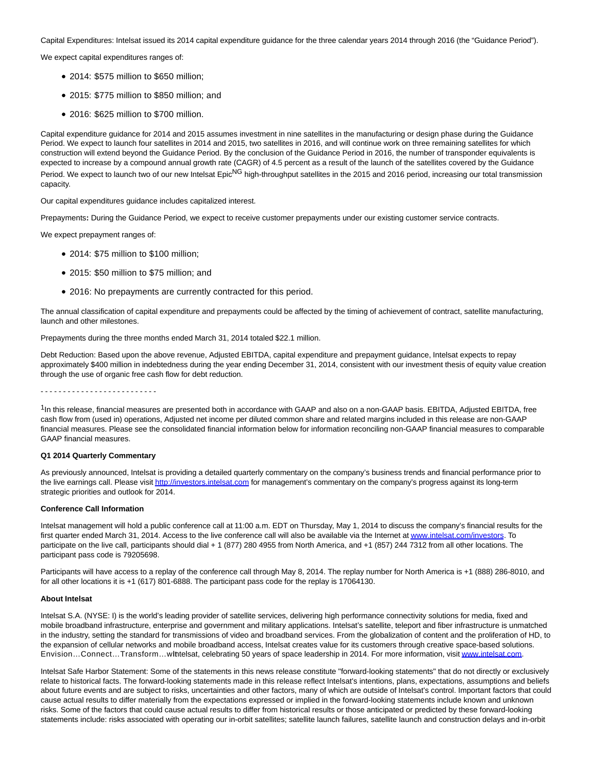Capital Expenditures: Intelsat issued its 2014 capital expenditure guidance for the three calendar years 2014 through 2016 (the "Guidance Period").

We expect capital expenditures ranges of:

- 2014: $575 million to $650 million;
- 2015: $775 million to $850 million; and
- 2016: $625 million to $700 million.

Capital expenditure guidance for 2014 and 2015 assumes investment in nine satellites in the manufacturing or design phase during the Guidance Period. We expect to launch four satellites in 2014 and 2015, two satellites in 2016, and will continue work on three remaining satellites for which construction will extend beyond the Guidance Period. By the conclusion of the Guidance Period in 2016, the number of transponder equivalents is expected to increase by a compound annual growth rate (CAGR) of 4.5 percent as a result of the launch of the satellites covered by the Guidance Period. We expect to launch two of our new Intelsat Epic$^{NG}$ high-throughput satellites in the 2015 and 2016 period, increasing our total transmission capacity.

Our capital expenditures guidance includes capitalized interest.

Prepayments**:** During the Guidance Period, we expect to receive customer prepayments under our existing customer service contracts.

We expect prepayment ranges of:

- 2014: $75 million to $100 million;
- 2015: $50 million to $75 million; and
- 2016: No prepayments are currently contracted for this period.

The annual classification of capital expenditure and prepayments could be affected by the timing of achievement of contract, satellite manufacturing, launch and other milestones.

Prepayments during the three months ended March 31, 2014 totaled $22.1 million.

Debt Reduction: Based upon the above revenue, Adjusted EBITDA, capital expenditure and prepayment guidance, Intelsat expects to repay approximately $400 million in indebtedness during the year ending December 31, 2014, consistent with our investment thesis of equity value creation through the use of organic free cash flow for debt reduction.

- - - - - - - - - - - - - - - - - - - - - - - - -

[1]In this release, financial measures are presented both in accordance with GAAP and also on a non-GAAP basis. EBITDA, Adjusted EBITDA, free cash flow from (used in) operations, Adjusted net income per diluted common share and related margins included in this release are non-GAAP financial measures. Please see the consolidated financial information below for information reconciling non-GAAP financial measures to comparable GAAP financial measures.

**Q1 2014 Quarterly Commentary**

As previously announced, Intelsat is providing a detailed quarterly commentary on the company's business trends and financial performance prior to the live earnings call. Please visit http://investors.intelsat.com for management's commentary on the company's progress against its long-term strategic priorities and outlook for 2014.

**Conference Call Information**

Intelsat management will hold a public conference call at 11:00 a.m. EDT on Thursday, May 1, 2014 to discuss the company's financial results for the first quarter ended March 31, 2014. Access to the live conference call will also be available via the Internet at www.intelsat.com/investors. To participate on the live call, participants should dial + 1 (877) 280 4955 from North America, and +1 (857) 244 7312 from all other locations. The participant pass code is 79205698.

Participants will have access to a replay of the conference call through May 8, 2014. The replay number for North America is +1 (888) 286-8010, and for all other locations it is +1 (617) 801-6888. The participant pass code for the replay is 17064130.

**About Intelsat**

Intelsat S.A. (NYSE: I) is the world's leading provider of satellite services, delivering high performance connectivity solutions for media, fixed and mobile broadband infrastructure, enterprise and government and military applications. Intelsat's satellite, teleport and fiber infrastructure is unmatched in the industry, setting the standard for transmissions of video and broadband services. From the globalization of content and the proliferation of HD, to the expansion of cellular networks and mobile broadband access, Intelsat creates value for its customers through creative space-based solutions. Envision…Connect…Transform…wIntelsat, celebrating 50 years of space leadership in 2014. For more information, visit www.intelsat.com.

Intelsat Safe Harbor Statement: Some of the statements in this news release constitute "forward-looking statements" that do not directly or exclusively relate to historical facts. The forward-looking statements made in this release reflect Intelsat's intentions, plans, expectations, assumptions and beliefs about future events and are subject to risks, uncertainties and other factors, many of which are outside of Intelsat's control. Important factors that could cause actual results to differ materially from the expectations expressed or implied in the forward-looking statements include known and unknown risks. Some of the factors that could cause actual results to differ from historical results or those anticipated or predicted by these forward-looking statements include: risks associated with operating our in-orbit satellites; satellite launch failures, satellite launch and construction delays and in-orbit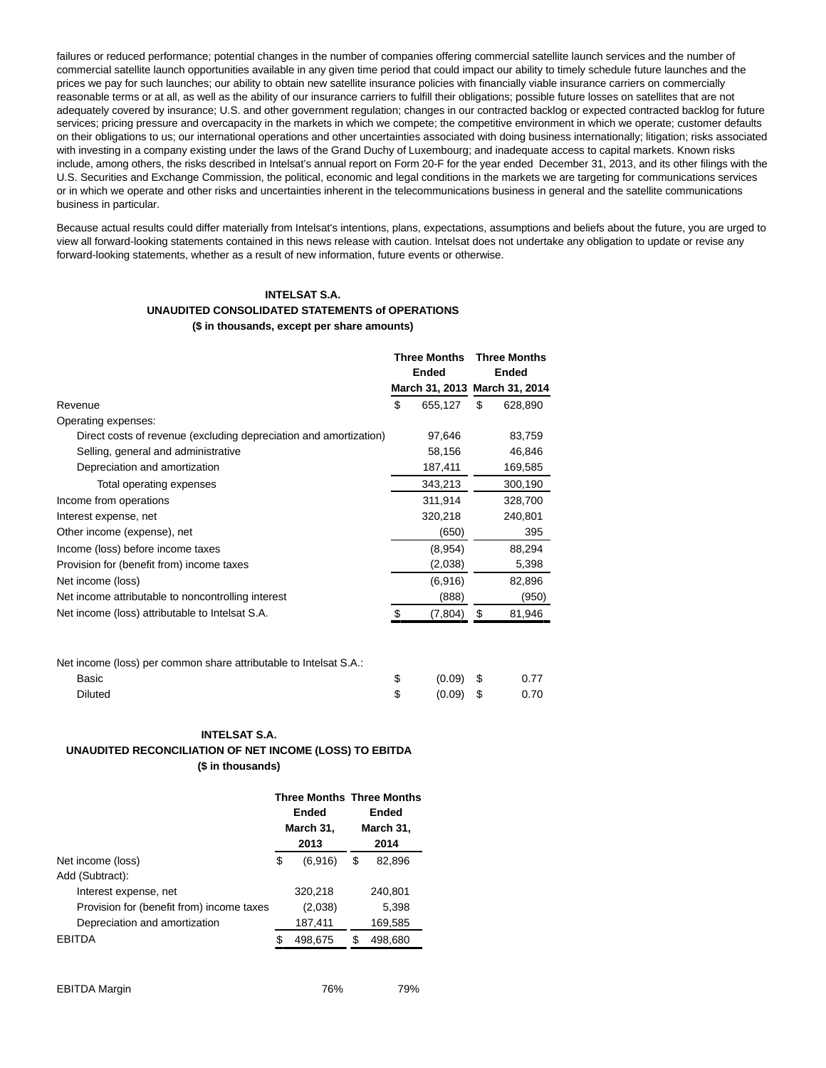failures or reduced performance; potential changes in the number of companies offering commercial satellite launch services and the number of commercial satellite launch opportunities available in any given time period that could impact our ability to timely schedule future launches and the prices we pay for such launches; our ability to obtain new satellite insurance policies with financially viable insurance carriers on commercially reasonable terms or at all, as well as the ability of our insurance carriers to fulfill their obligations; possible future losses on satellites that are not adequately covered by insurance; U.S. and other government regulation; changes in our contracted backlog or expected contracted backlog for future services; pricing pressure and overcapacity in the markets in which we compete; the competitive environment in which we operate; customer defaults on their obligations to us; our international operations and other uncertainties associated with doing business internationally; litigation; risks associated with investing in a company existing under the laws of the Grand Duchy of Luxembourg; and inadequate access to capital markets. Known risks include, among others, the risks described in Intelsat's annual report on Form 20-F for the year ended December 31, 2013, and its other filings with the U.S. Securities and Exchange Commission, the political, economic and legal conditions in the markets we are targeting for communications services or in which we operate and other risks and uncertainties inherent in the telecommunications business in general and the satellite communications business in particular.

Because actual results could differ materially from Intelsat's intentions, plans, expectations, assumptions and beliefs about the future, you are urged to view all forward-looking statements contained in this news release with caution. Intelsat does not undertake any obligation to update or revise any forward-looking statements, whether as a result of new information, future events or otherwise.

**INTELSAT S.A.**
**UNAUDITED CONSOLIDATED STATEMENTS of OPERATIONS**
**($ in thousands, except per share amounts)**

| | Three Months Ended March 31, 2013 | Three Months Ended March 31, 2014 |
|---|---|---|
| Revenue | $ 655,127 | $ 628,890 |
| Operating expenses: | | |
| Direct costs of revenue (excluding depreciation and amortization) | 97,646 | 83,759 |
| Selling, general and administrative | 58,156 | 46,846 |
| Depreciation and amortization | 187,411 | 169,585 |
| Total operating expenses | 343,213 | 300,190 |
| Income from operations | 311,914 | 328,700 |
| Interest expense, net | 320,218 | 240,801 |
| Other income (expense), net | (650) | 395 |
| Income (loss) before income taxes | (8,954) | 88,294 |
| Provision for (benefit from) income taxes | (2,038) | 5,398 |
| Net income (loss) | (6,916) | 82,896 |
| Net income attributable to noncontrolling interest | (888) | (950) |
| Net income (loss) attributable to Intelsat S.A. | $ (7,804) | $ 81,946 |
| | | |
| Net income (loss) per common share attributable to Intelsat S.A.: | | |
| Basic | $ (0.09) | $ 0.77 |
| Diluted | $ (0.09) | $ 0.70 |

**INTELSAT S.A.**
**UNAUDITED RECONCILIATION OF NET INCOME (LOSS) TO EBITDA**
**($ in thousands)**

| | Three Months Ended March 31, 2013 | Three Months Ended March 31, 2014 |
|---|---|---|
| Net income (loss) | $ (6,916) | $ 82,896 |
| Add (Subtract): | | |
| Interest expense, net | 320,218 | 240,801 |
| Provision for (benefit from) income taxes | (2,038) | 5,398 |
| Depreciation and amortization | 187,411 | 169,585 |
| EBITDA | $ 498,675 | $ 498,680 |
| | | |
| EBITDA Margin | 76% | 79% |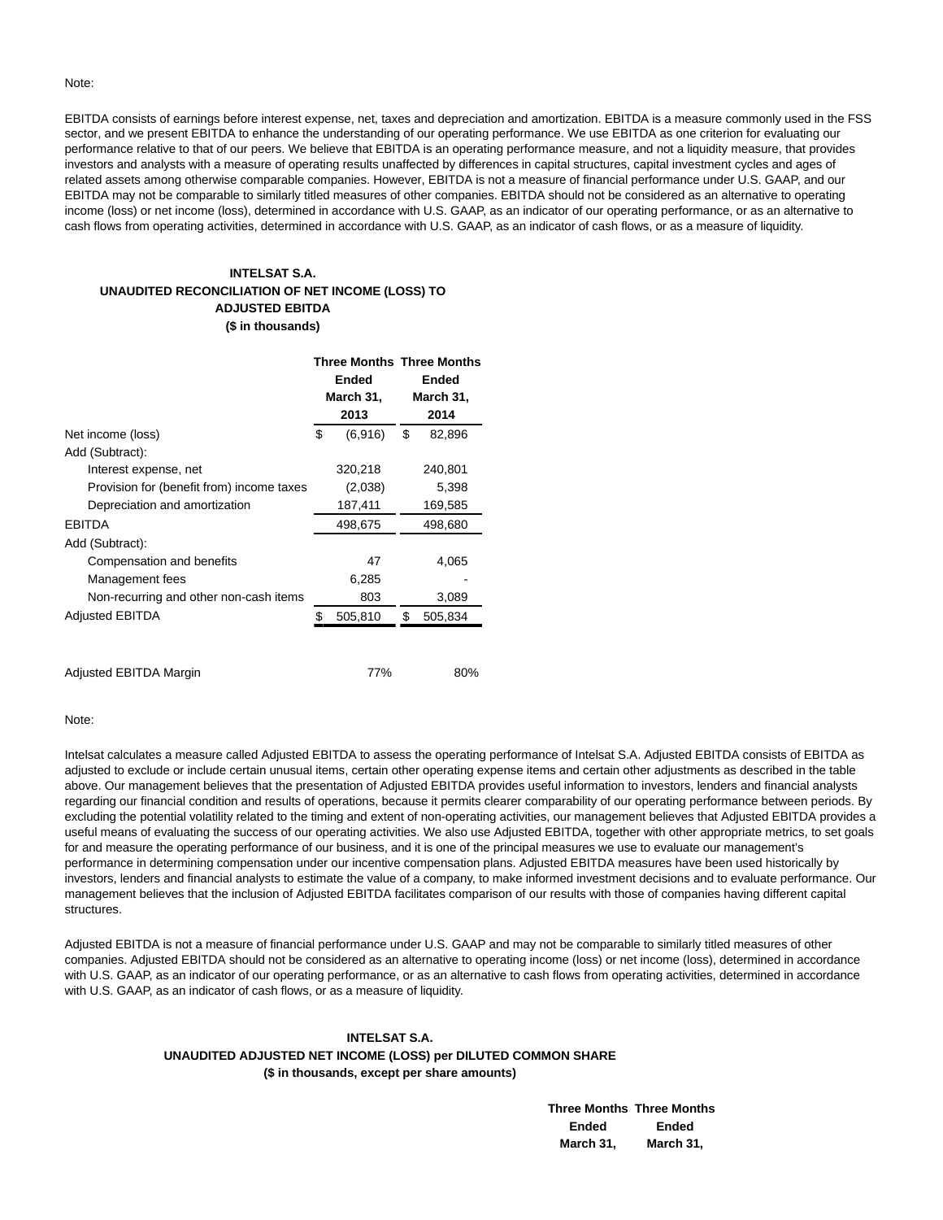Note:

EBITDA consists of earnings before interest expense, net, taxes and depreciation and amortization. EBITDA is a measure commonly used in the FSS sector, and we present EBITDA to enhance the understanding of our operating performance. We use EBITDA as one criterion for evaluating our performance relative to that of our peers. We believe that EBITDA is an operating performance measure, and not a liquidity measure, that provides investors and analysts with a measure of operating results unaffected by differences in capital structures, capital investment cycles and ages of related assets among otherwise comparable companies. However, EBITDA is not a measure of financial performance under U.S. GAAP, and our EBITDA may not be comparable to similarly titled measures of other companies. EBITDA should not be considered as an alternative to operating income (loss) or net income (loss), determined in accordance with U.S. GAAP, as an indicator of our operating performance, or as an alternative to cash flows from operating activities, determined in accordance with U.S. GAAP, as an indicator of cash flows, or as a measure of liquidity.

**INTELSAT S.A.**
**UNAUDITED RECONCILIATION OF NET INCOME (LOSS) TO ADJUSTED EBITDA**
**($ in thousands)**

| | Three Months Ended March 31, 2013 | Three Months Ended March 31, 2014 |
|---|---|---|
| Net income (loss) | $ (6,916) | $ 82,896 |
| Add (Subtract): | | |
| Interest expense, net | 320,218 | 240,801 |
| Provision for (benefit from) income taxes | (2,038) | 5,398 |
| Depreciation and amortization | 187,411 | 169,585 |
| EBITDA | 498,675 | 498,680 |
| Add (Subtract): | | |
| Compensation and benefits | 47 | 4,065 |
| Management fees | 6,285 | - |
| Non-recurring and other non-cash items | 803 | 3,089 |
| Adjusted EBITDA | $ 505,810 | $ 505,834 |
| | | |
| Adjusted EBITDA Margin | 77% | 80% |

Note:

Intelsat calculates a measure called Adjusted EBITDA to assess the operating performance of Intelsat S.A. Adjusted EBITDA consists of EBITDA as adjusted to exclude or include certain unusual items, certain other operating expense items and certain other adjustments as described in the table above. Our management believes that the presentation of Adjusted EBITDA provides useful information to investors, lenders and financial analysts regarding our financial condition and results of operations, because it permits clearer comparability of our operating performance between periods. By excluding the potential volatility related to the timing and extent of non-operating activities, our management believes that Adjusted EBITDA provides a useful means of evaluating the success of our operating activities. We also use Adjusted EBITDA, together with other appropriate metrics, to set goals for and measure the operating performance of our business, and it is one of the principal measures we use to evaluate our management's performance in determining compensation under our incentive compensation plans. Adjusted EBITDA measures have been used historically by investors, lenders and financial analysts to estimate the value of a company, to make informed investment decisions and to evaluate performance. Our management believes that the inclusion of Adjusted EBITDA facilitates comparison of our results with those of companies having different capital structures.

Adjusted EBITDA is not a measure of financial performance under U.S. GAAP and may not be comparable to similarly titled measures of other companies. Adjusted EBITDA should not be considered as an alternative to operating income (loss) or net income (loss), determined in accordance with U.S. GAAP, as an indicator of our operating performance, or as an alternative to cash flows from operating activities, determined in accordance with U.S. GAAP, as an indicator of cash flows, or as a measure of liquidity.

**INTELSAT S.A.**
**UNAUDITED ADJUSTED NET INCOME (LOSS) per DILUTED COMMON SHARE**
**($ in thousands, except per share amounts)**

| | Three Months Ended March 31, | Three Months Ended March 31, |
|---|---|---|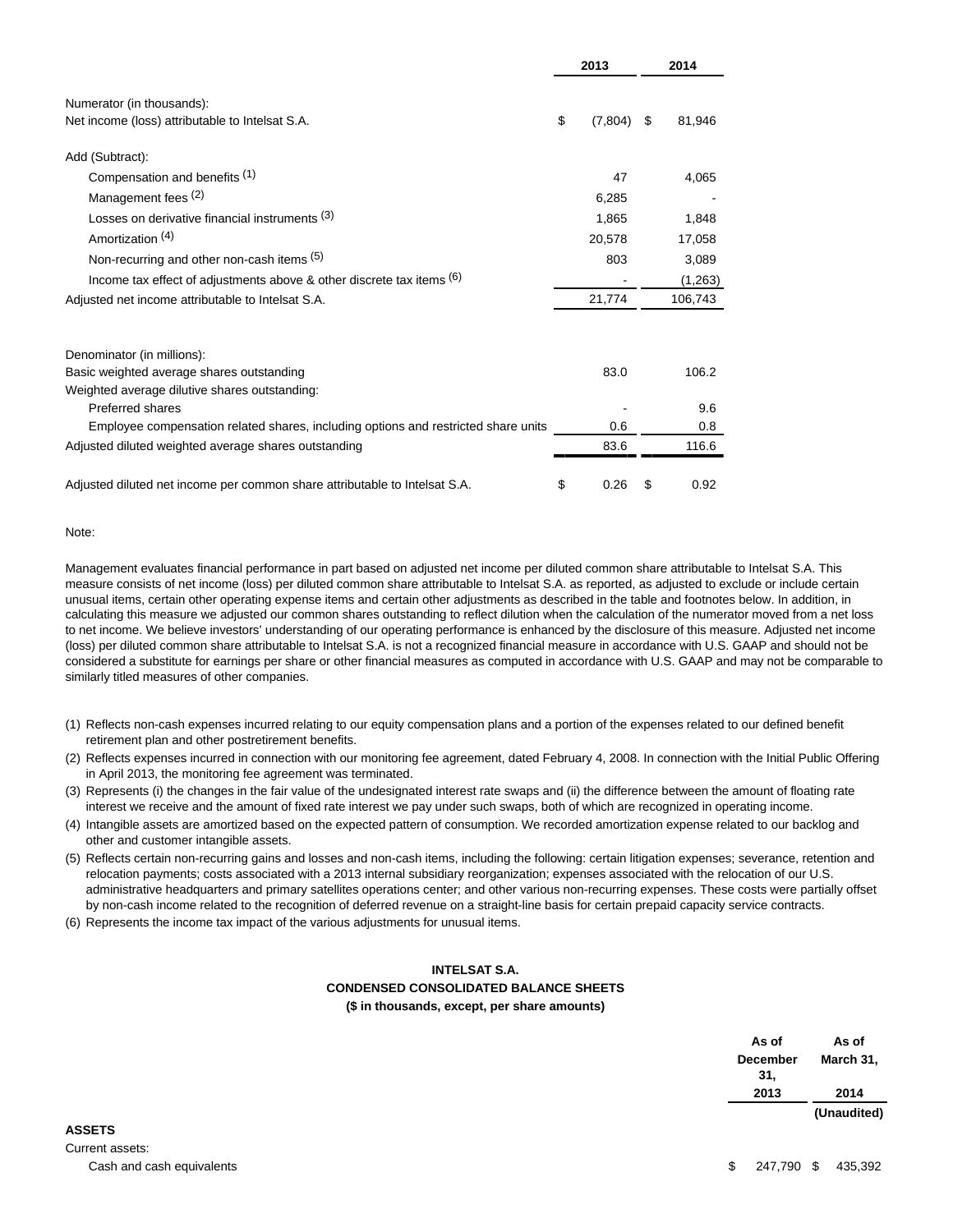| | 2013 | 2014 |
|---|---|---|
| Numerator (in thousands): | | |
| Net income (loss) attributable to Intelsat S.A. | $ (7,804) | $ 81,946 |
| Add (Subtract): | | |
| Compensation and benefits [1] | 47 | 4,065 |
| Management fees [2] | 6,285 | - |
| Losses on derivative financial instruments [3] | 1,865 | 1,848 |
| Amortization [4] | 20,578 | 17,058 |
| Non-recurring and other non-cash items [5] | 803 | 3,089 |
| Income tax effect of adjustments above & other discrete tax items [6] | - | (1,263) |
| Adjusted net income attributable to Intelsat S.A. | 21,774 | 106,743 |
| Denominator (in millions): | | |
| Basic weighted average shares outstanding | 83.0 | 106.2 |
| Weighted average dilutive shares outstanding: | | |
| Preferred shares | - | 9.6 |
| Employee compensation related shares, including options and restricted share units | 0.6 | 0.8 |
| Adjusted diluted weighted average shares outstanding | 83.6 | 116.6 |
| Adjusted diluted net income per common share attributable to Intelsat S.A. | $ 0.26 | $ 0.92 |

Note:

Management evaluates financial performance in part based on adjusted net income per diluted common share attributable to Intelsat S.A. This measure consists of net income (loss) per diluted common share attributable to Intelsat S.A. as reported, as adjusted to exclude or include certain unusual items, certain other operating expense items and certain other adjustments as described in the table and footnotes below. In addition, in calculating this measure we adjusted our common shares outstanding to reflect dilution when the calculation of the numerator moved from a net loss to net income. We believe investors' understanding of our operating performance is enhanced by the disclosure of this measure. Adjusted net income (loss) per diluted common share attributable to Intelsat S.A. is not a recognized financial measure in accordance with U.S. GAAP and should not be considered a substitute for earnings per share or other financial measures as computed in accordance with U.S. GAAP and may not be comparable to similarly titled measures of other companies.

(1) Reflects non-cash expenses incurred relating to our equity compensation plans and a portion of the expenses related to our defined benefit retirement plan and other postretirement benefits.

(2) Reflects expenses incurred in connection with our monitoring fee agreement, dated February 4, 2008. In connection with the Initial Public Offering in April 2013, the monitoring fee agreement was terminated.

(3) Represents (i) the changes in the fair value of the undesignated interest rate swaps and (ii) the difference between the amount of floating rate interest we receive and the amount of fixed rate interest we pay under such swaps, both of which are recognized in operating income.

(4) Intangible assets are amortized based on the expected pattern of consumption. We recorded amortization expense related to our backlog and other and customer intangible assets.

(5) Reflects certain non-recurring gains and losses and non-cash items, including the following: certain litigation expenses; severance, retention and relocation payments; costs associated with a 2013 internal subsidiary reorganization; expenses associated with the relocation of our U.S. administrative headquarters and primary satellites operations center; and other various non-recurring expenses. These costs were partially offset by non-cash income related to the recognition of deferred revenue on a straight-line basis for certain prepaid capacity service contracts.

(6) Represents the income tax impact of the various adjustments for unusual items.

**INTELSAT S.A.**
**CONDENSED CONSOLIDATED BALANCE SHEETS**
**($ in thousands, except, per share amounts)**

| | As of December 31, 2013 | As of March 31, 2014 (Unaudited) |
|---|---|---|
| **ASSETS** | | |
| Current assets: | | |
| Cash and cash equivalents | $ 247,790 | $ 435,392 |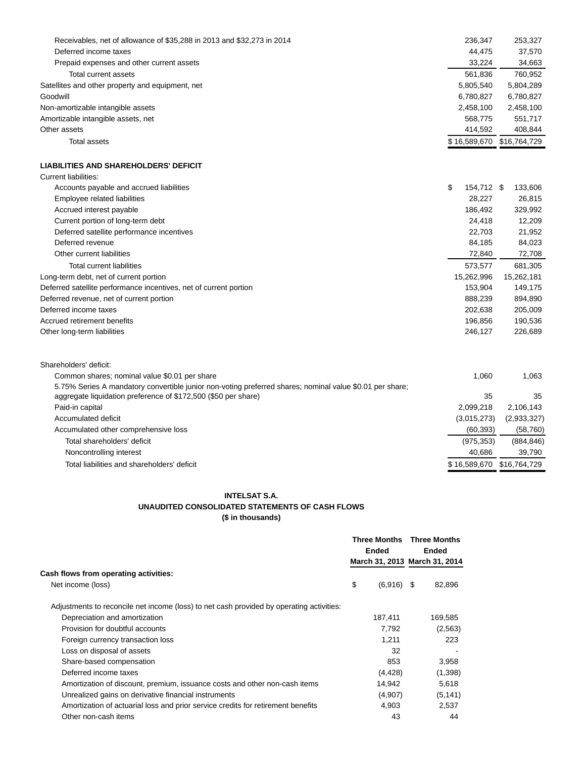| | | |
|---|---|---|
| Receivables, net of allowance of $35,288 in 2013 and $32,273 in 2014 | 236,347 | 253,327 |
| Deferred income taxes | 44,475 | 37,570 |
| Prepaid expenses and other current assets | 33,224 | 34,663 |
| Total current assets | 561,836 | 760,952 |
| Satellites and other property and equipment, net | 5,805,540 | 5,804,289 |
| Goodwill | 6,780,827 | 6,780,827 |
| Non-amortizable intangible assets | 2,458,100 | 2,458,100 |
| Amortizable intangible assets, net | 568,775 | 551,717 |
| Other assets | 414,592 | 408,844 |
| Total assets | $ 16,589,670 | $16,764,729 |
| **LIABILITIES AND SHAREHOLDERS' DEFICIT** | | |
| Current liabilities: | | |
| Accounts payable and accrued liabilities | $ 154,712 | $ 133,606 |
| Employee related liabilities | 28,227 | 26,815 |
| Accrued interest payable | 186,492 | 329,992 |
| Current portion of long-term debt | 24,418 | 12,209 |
| Deferred satellite performance incentives | 22,703 | 21,952 |
| Deferred revenue | 84,185 | 84,023 |
| Other current liabilities | 72,840 | 72,708 |
| Total current liabilities | 573,577 | 681,305 |
| Long-term debt, net of current portion | 15,262,996 | 15,262,181 |
| Deferred satellite performance incentives, net of current portion | 153,904 | 149,175 |
| Deferred revenue, net of current portion | 888,239 | 894,890 |
| Deferred income taxes | 202,638 | 205,009 |
| Accrued retirement benefits | 196,856 | 190,536 |
| Other long-term liabilities | 246,127 | 226,689 |
| Shareholders' deficit: | | |
| Common shares; nominal value $0.01 per share | 1,060 | 1,063 |
| 5.75% Series A mandatory convertible junior non-voting preferred shares; nominal value $0.01 per share; aggregate liquidation preference of $172,500 ($50 per share) | 35 | 35 |
| Paid-in capital | 2,099,218 | 2,106,143 |
| Accumulated deficit | (3,015,273) | (2,933,327) |
| Accumulated other comprehensive loss | (60,393) | (58,760) |
| Total shareholders' deficit | (975,353) | (884,846) |
| Noncontrolling interest | 40,686 | 39,790 |
| Total liabilities and shareholders' deficit | $ 16,589,670 | $16,764,729 |

**INTELSAT S.A.**

**UNAUDITED CONSOLIDATED STATEMENTS OF CASH FLOWS**

**($ in thousands)**

| | Three Months Ended March 31, 2013 | Three Months Ended March 31, 2014 |
|---|---|---|
| **Cash flows from operating activities:** | | |
| Net income (loss) | $ (6,916) | $ 82,896 |
| Adjustments to reconcile net income (loss) to net cash provided by operating activities: | | |
| Depreciation and amortization | 187,411 | 169,585 |
| Provision for doubtful accounts | 7,792 | (2,563) |
| Foreign currency transaction loss | 1,211 | 223 |
| Loss on disposal of assets | 32 | - |
| Share-based compensation | 853 | 3,958 |
| Deferred income taxes | (4,428) | (1,398) |
| Amortization of discount, premium, issuance costs and other non-cash items | 14,942 | 5,618 |
| Unrealized gains on derivative financial instruments | (4,907) | (5,141) |
| Amortization of actuarial loss and prior service credits for retirement benefits | 4,903 | 2,537 |
| Other non-cash items | 43 | 44 |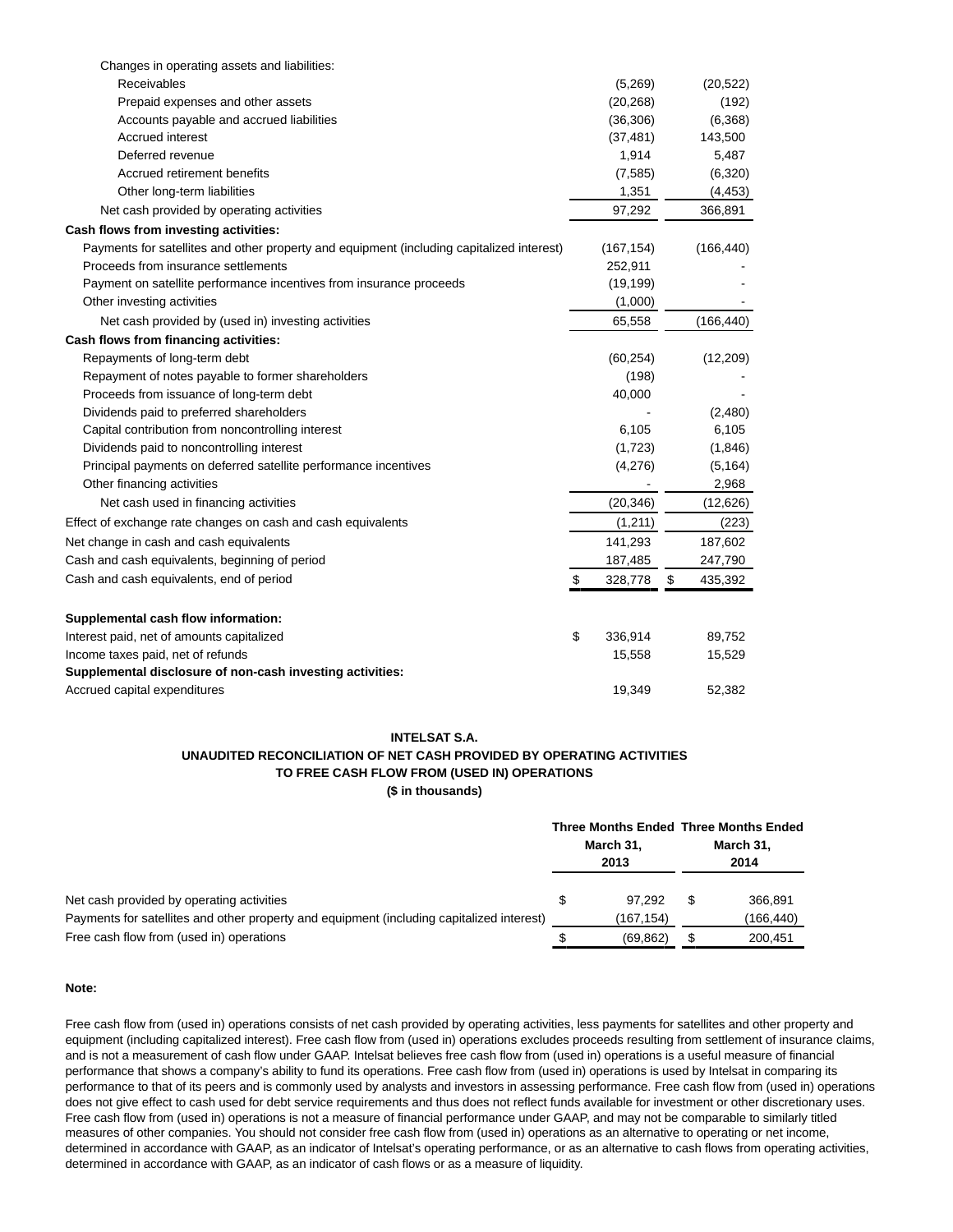| | | |
|---|---|---|
| Changes in operating assets and liabilities: | | |
| Receivables | (5,269) | (20,522) |
| Prepaid expenses and other assets | (20,268) | (192) |
| Accounts payable and accrued liabilities | (36,306) | (6,368) |
| Accrued interest | (37,481) | 143,500 |
| Deferred revenue | 1,914 | 5,487 |
| Accrued retirement benefits | (7,585) | (6,320) |
| Other long-term liabilities | 1,351 | (4,453) |
| Net cash provided by operating activities | 97,292 | 366,891 |
| **Cash flows from investing activities:** | | |
| Payments for satellites and other property and equipment (including capitalized interest) | (167,154) | (166,440) |
| Proceeds from insurance settlements | 252,911 | - |
| Payment on satellite performance incentives from insurance proceeds | (19,199) | - |
| Other investing activities | (1,000) | - |
| Net cash provided by (used in) investing activities | 65,558 | (166,440) |
| **Cash flows from financing activities:** | | |
| Repayments of long-term debt | (60,254) | (12,209) |
| Repayment of notes payable to former shareholders | (198) | - |
| Proceeds from issuance of long-term debt | 40,000 | - |
| Dividends paid to preferred shareholders | - | (2,480) |
| Capital contribution from noncontrolling interest | 6,105 | 6,105 |
| Dividends paid to noncontrolling interest | (1,723) | (1,846) |
| Principal payments on deferred satellite performance incentives | (4,276) | (5,164) |
| Other financing activities | - | 2,968 |
| Net cash used in financing activities | (20,346) | (12,626) |
| Effect of exchange rate changes on cash and cash equivalents | (1,211) | (223) |
| Net change in cash and cash equivalents | 141,293 | 187,602 |
| Cash and cash equivalents, beginning of period | 187,485 | 247,790 |
| Cash and cash equivalents, end of period | $ 328,778 | $ 435,392 |
| | | |
| **Supplemental cash flow information:** | | |
| Interest paid, net of amounts capitalized | $ 336,914 | 89,752 |
| Income taxes paid, net of refunds | 15,558 | 15,529 |
| **Supplemental disclosure of non-cash investing activities:** | | |
| Accrued capital expenditures | 19,349 | 52,382 |

**INTELSAT S.A.**

**UNAUDITED RECONCILIATION OF NET CASH PROVIDED BY OPERATING ACTIVITIES TO FREE CASH FLOW FROM (USED IN) OPERATIONS**

**($ in thousands)**

| | Three Months Ended March 31, 2013 | Three Months Ended March 31, 2014 |
|---|---|---|
| Net cash provided by operating activities | $ 97,292 | $ 366,891 |
| Payments for satellites and other property and equipment (including capitalized interest) | (167,154) | (166,440) |
| Free cash flow from (used in) operations | $ (69,862) | $ 200,451 |

**Note:**

Free cash flow from (used in) operations consists of net cash provided by operating activities, less payments for satellites and other property and equipment (including capitalized interest). Free cash flow from (used in) operations excludes proceeds resulting from settlement of insurance claims, and is not a measurement of cash flow under GAAP. Intelsat believes free cash flow from (used in) operations is a useful measure of financial performance that shows a company's ability to fund its operations. Free cash flow from (used in) operations is used by Intelsat in comparing its performance to that of its peers and is commonly used by analysts and investors in assessing performance. Free cash flow from (used in) operations does not give effect to cash used for debt service requirements and thus does not reflect funds available for investment or other discretionary uses. Free cash flow from (used in) operations is not a measure of financial performance under GAAP, and may not be comparable to similarly titled measures of other companies. You should not consider free cash flow from (used in) operations as an alternative to operating or net income, determined in accordance with GAAP, as an indicator of Intelsat's operating performance, or as an alternative to cash flows from operating activities, determined in accordance with GAAP, as an indicator of cash flows or as a measure of liquidity.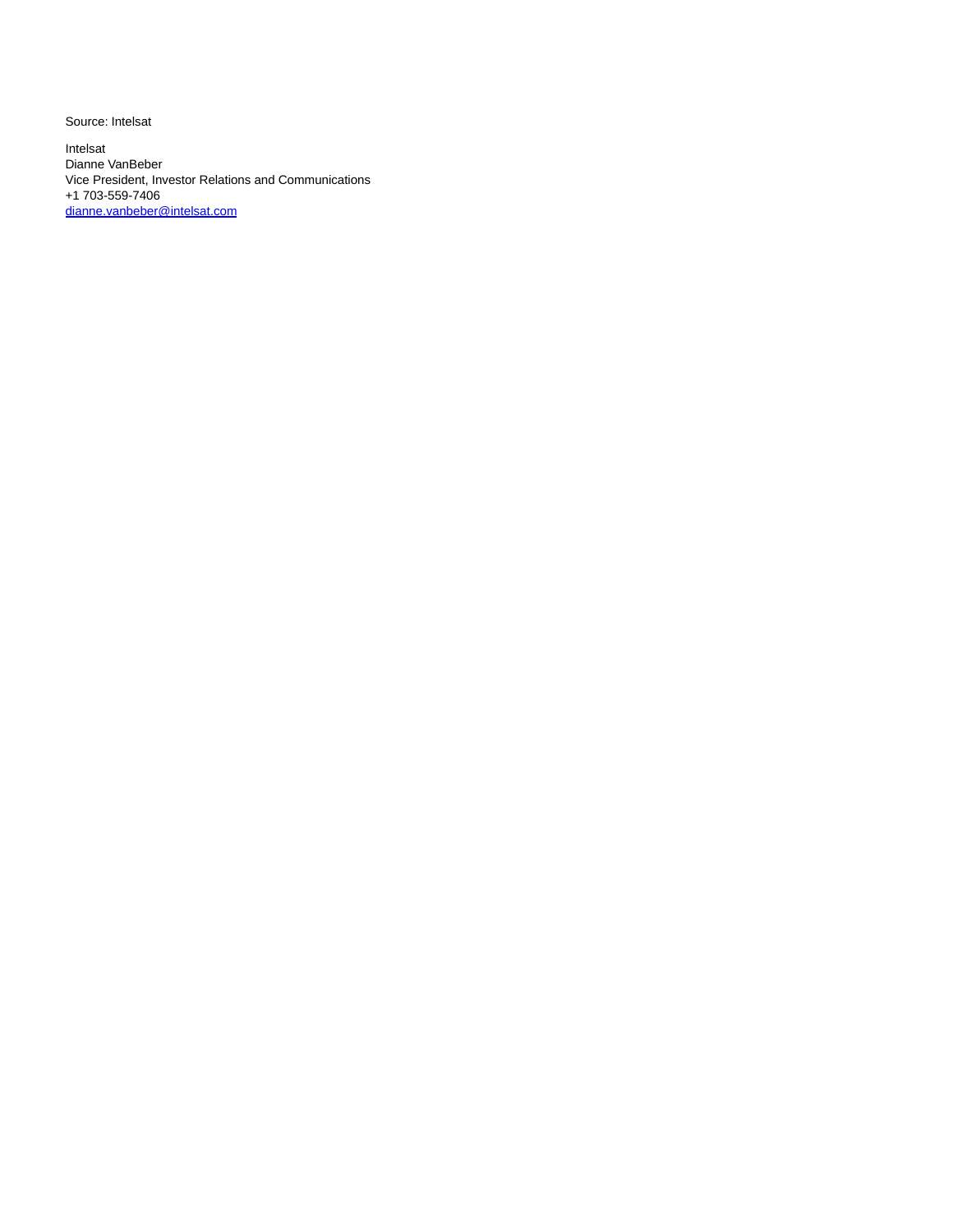Source: Intelsat

Intelsat
Dianne VanBeber
Vice President, Investor Relations and Communications
+1 703-559-7406
dianne.vanbeber@intelsat.com